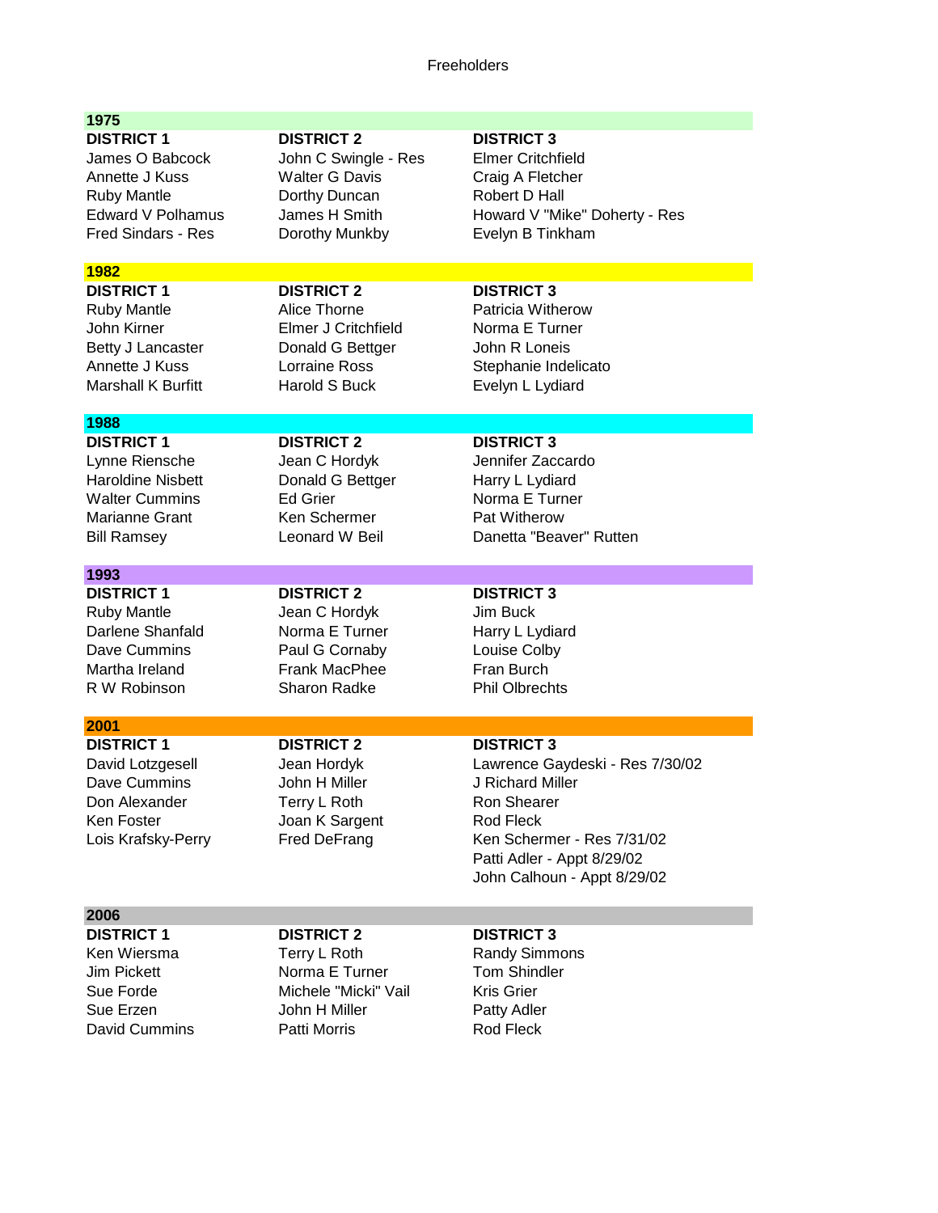# Freeholders

## 1975

| DISTRICT 1 | DISTRICT 2 | DISTRICT 3 |
|---|---|---|
| James O Babcock | John C Swingle - Res | Elmer Critchfield |
| Annette J Kuss | Walter G Davis | Craig A Fletcher |
| Ruby Mantle | Dorthy Duncan | Robert D Hall |
| Edward V Polhamus | James H Smith | Howard V "Mike" Doherty - Res |
| Fred Sindars - Res | Dorothy Munkby | Evelyn B Tinkham |

## 1982

| DISTRICT 1 | DISTRICT 2 | DISTRICT 3 |
|---|---|---|
| Ruby Mantle | Alice Thorne | Patricia Witherow |
| John Kirner | Elmer J Critchfield | Norma E Turner |
| Betty J Lancaster | Donald G Bettger | John R Loneis |
| Annette J Kuss | Lorraine Ross | Stephanie Indelicato |
| Marshall K Burfitt | Harold S Buck | Evelyn L Lydiard |

## 1988

| DISTRICT 1 | DISTRICT 2 | DISTRICT 3 |
|---|---|---|
| Lynne Riensche | Jean C Hordyk | Jennifer Zaccardo |
| Haroldine Nisbett | Donald G Bettger | Harry L Lydiard |
| Walter Cummins | Ed Grier | Norma E Turner |
| Marianne Grant | Ken Schermer | Pat Witherow |
| Bill Ramsey | Leonard W Beil | Danetta "Beaver" Rutten |

## 1993

| DISTRICT 1 | DISTRICT 2 | DISTRICT 3 |
|---|---|---|
| Ruby Mantle | Jean C Hordyk | Jim Buck |
| Darlene Shanfald | Norma E Turner | Harry L Lydiard |
| Dave Cummins | Paul G Cornaby | Louise Colby |
| Martha Ireland | Frank MacPhee | Fran Burch |
| R W Robinson | Sharon Radke | Phil Olbrechts |

## 2001

| DISTRICT 1 | DISTRICT 2 | DISTRICT 3 |
|---|---|---|
| David Lotzgesell | Jean Hordyk | Lawrence Gaydeski - Res 7/30/02 |
| Dave Cummins | John H Miller | J Richard Miller |
| Don Alexander | Terry L Roth | Ron Shearer |
| Ken Foster | Joan K Sargent | Rod Fleck |
| Lois Krafsky-Perry | Fred DeFrang | Ken Schermer - Res 7/31/02 |
| | | Patti Adler - Appt 8/29/02 |
| | | John Calhoun - Appt 8/29/02 |

## 2006

| DISTRICT 1 | DISTRICT 2 | DISTRICT 3 |
|---|---|---|
| Ken Wiersma | Terry L Roth | Randy Simmons |
| Jim Pickett | Norma E Turner | Tom Shindler |
| Sue Forde | Michele "Micki" Vail | Kris Grier |
| Sue Erzen | John H Miller | Patty Adler |
| David Cummins | Patti Morris | Rod Fleck |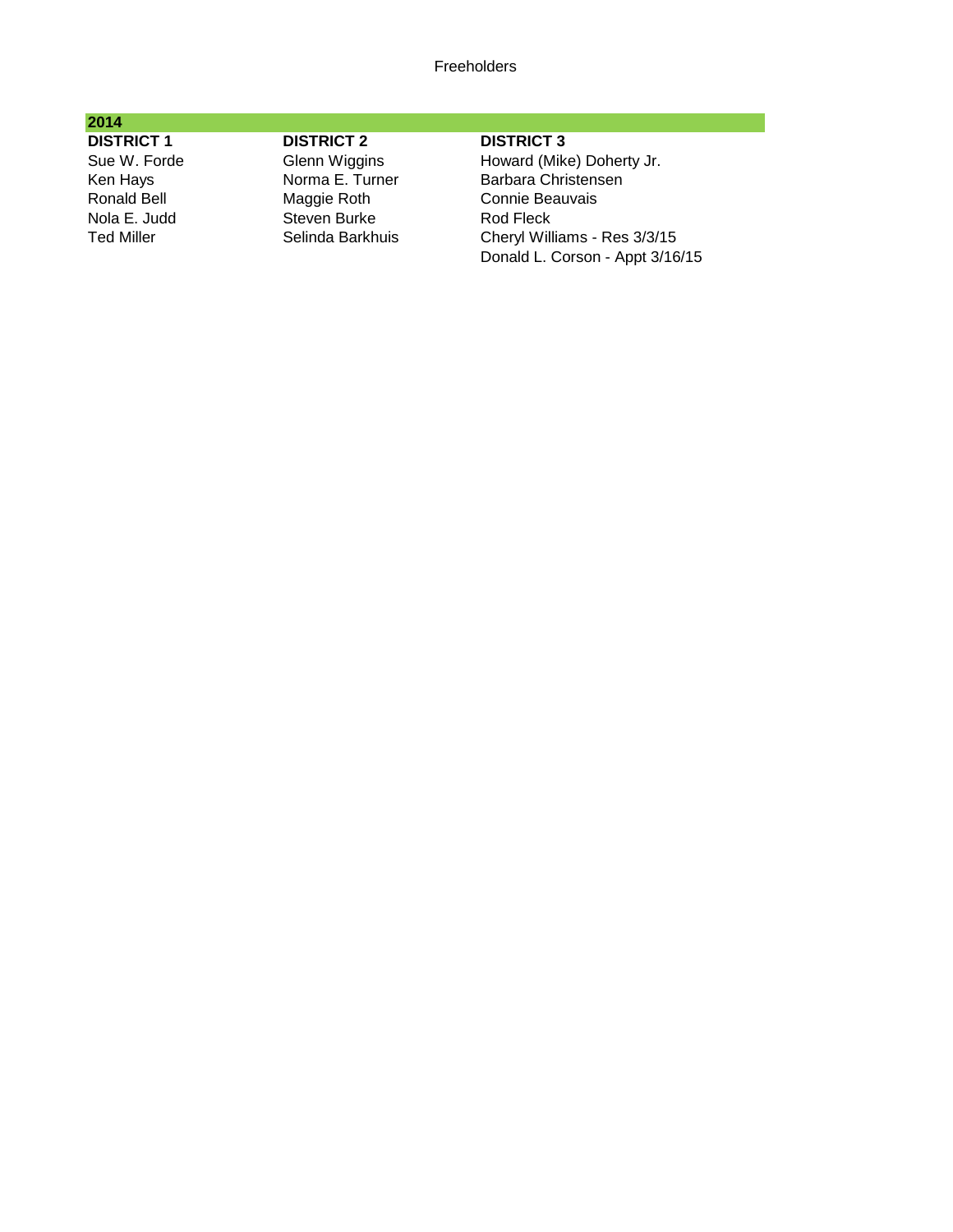Freeholders

| 2014 | | |
| --- | --- | --- |
| **DISTRICT 1** | **DISTRICT 2** | **DISTRICT 3** |
| Sue W. Forde | Glenn Wiggins | Howard (Mike) Doherty Jr. |
| Ken Hays | Norma E. Turner | Barbara Christensen |
| Ronald Bell | Maggie Roth | Connie Beauvais |
| Nola E. Judd | Steven Burke | Rod Fleck |
| Ted Miller | Selinda Barkhuis | Cheryl Williams - Res 3/3/15 |
| | | Donald L. Corson - Appt 3/16/15 |